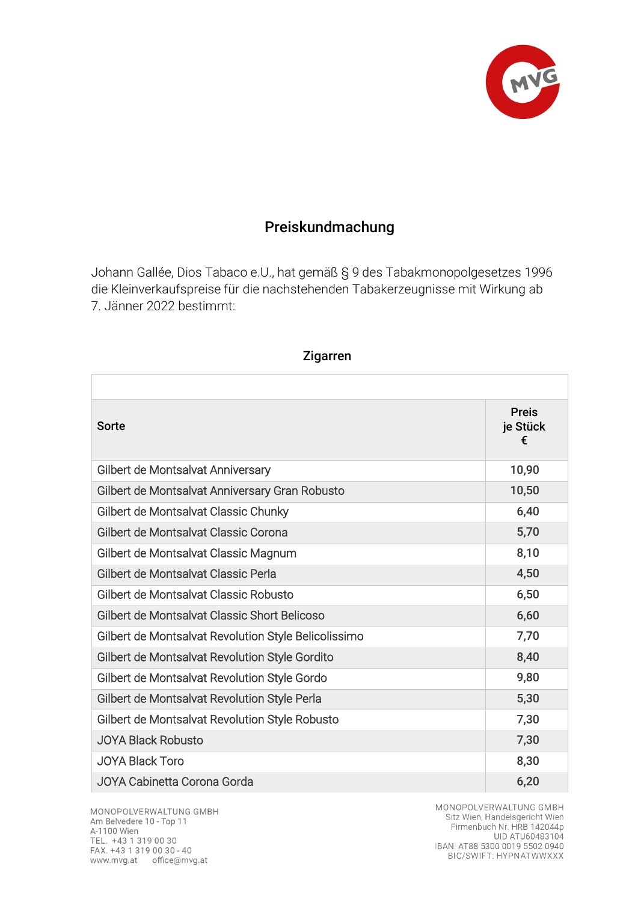# Preiskundmachung

Johann Gallée, Dios Tabaco e.U., hat gemäß § 9 des Tabakmonopolgesetzes 1996 die Kleinverkaufspreise für die nachstehenden Tabakerzeugnisse mit Wirkung ab 7. Jänner 2022 bestimmt:

## Zigarren

| Sorte | Preis je Stück € |
|---|---|
| Gilbert de Montsalvat Anniversary | 10,90 |
| Gilbert de Montsalvat Anniversary Gran Robusto | 10,50 |
| Gilbert de Montsalvat Classic Chunky | 6,40 |
| Gilbert de Montsalvat Classic Corona | 5,70 |
| Gilbert de Montsalvat Classic Magnum | 8,10 |
| Gilbert de Montsalvat Classic Perla | 4,50 |
| Gilbert de Montsalvat Classic Robusto | 6,50 |
| Gilbert de Montsalvat Classic Short Belicoso | 6,60 |
| Gilbert de Montsalvat Revolution Style Belicolissimo | 7,70 |
| Gilbert de Montsalvat Revolution Style Gordito | 8,40 |
| Gilbert de Montsalvat Revolution Style Gordo | 9,80 |
| Gilbert de Montsalvat Revolution Style Perla | 5,30 |
| Gilbert de Montsalvat Revolution Style Robusto | 7,30 |
| JOYA Black Robusto | 7,30 |
| JOYA Black Toro | 8,30 |
| JOYA Cabinetta Corona Gorda | 6,20 |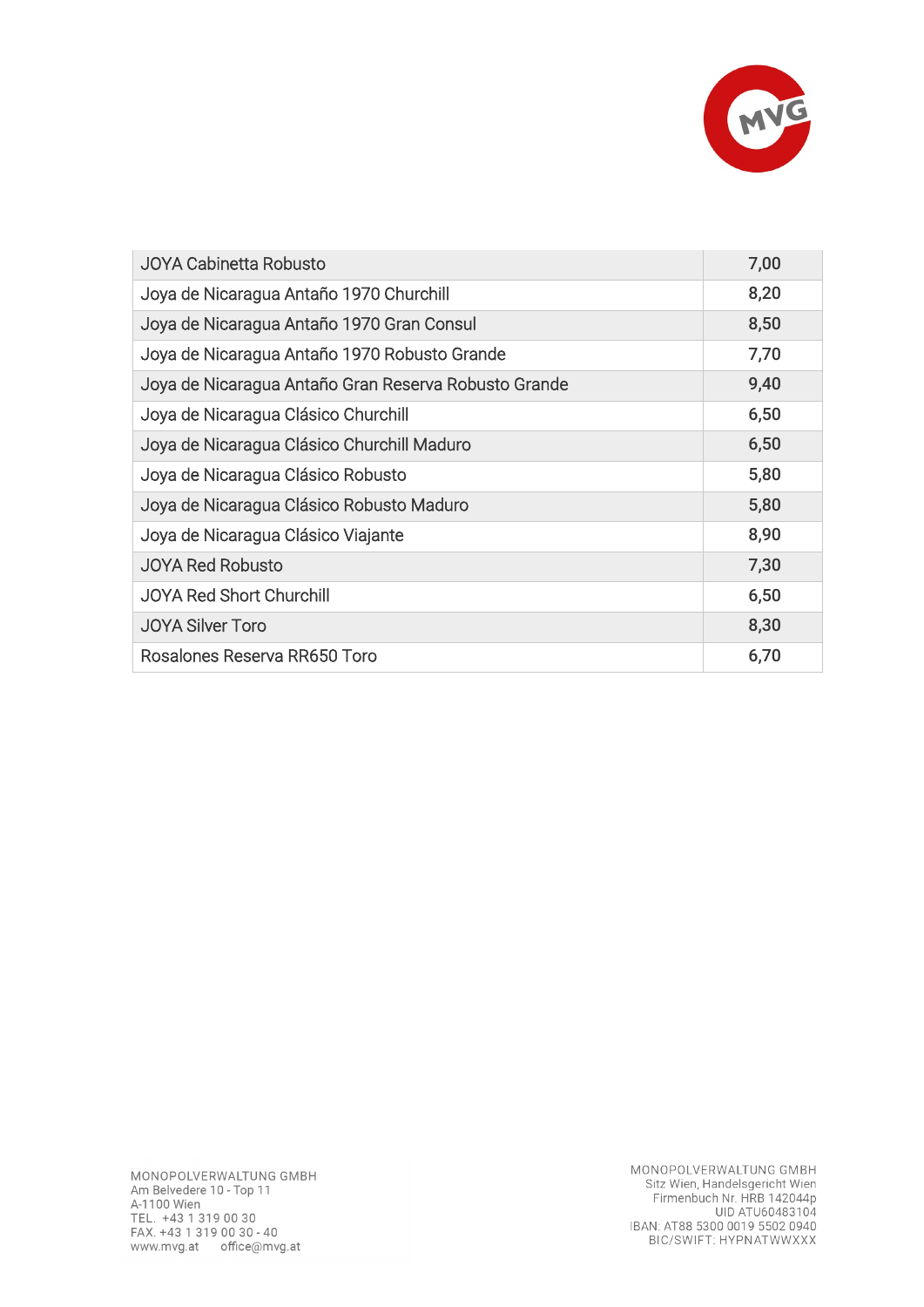| | |
|---|---|
| JOYA Cabinetta Robusto | 7,00 |
| Joya de Nicaragua Antaño 1970 Churchill | 8,20 |
| Joya de Nicaragua Antaño 1970 Gran Consul | 8,50 |
| Joya de Nicaragua Antaño 1970 Robusto Grande | 7,70 |
| Joya de Nicaragua Antaño Gran Reserva Robusto Grande | 9,40 |
| Joya de Nicaragua Clásico Churchill | 6,50 |
| Joya de Nicaragua Clásico Churchill Maduro | 6,50 |
| Joya de Nicaragua Clásico Robusto | 5,80 |
| Joya de Nicaragua Clásico Robusto Maduro | 5,80 |
| Joya de Nicaragua Clásico Viajante | 8,90 |
| JOYA Red Robusto | 7,30 |
| JOYA Red Short Churchill | 6,50 |
| JOYA Silver Toro | 8,30 |
| Rosalones Reserva RR650 Toro | 6,70 |

MONOPOLVERWALTUNG GMBH
Am Belvedere 10 - Top 11
A-1100 Wien
TEL. +43 1 319 00 30
FAX. +43 1 319 00 30 - 40
www.mvg.at office@mvg.at

MONOPOLVERWALTUNG GMBH
Sitz Wien, Handelsgericht Wien
Firmenbuch Nr. HRB 142044p
UID ATU60483104
IBAN: AT88 5300 0019 5502 0940
BIC/SWIFT: HYPNATWWXXX